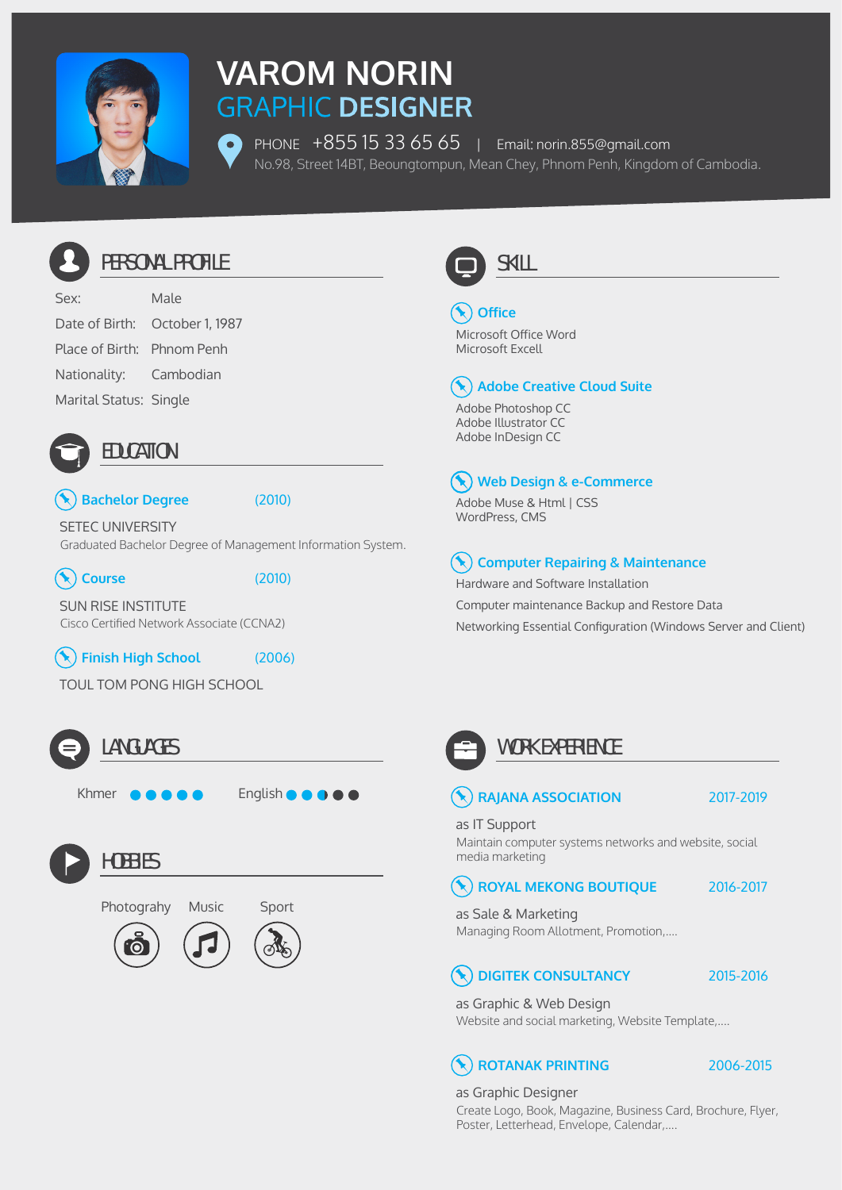# VAROM NORIN

## GRAPHIC DESIGNER

PHONE +855 15 33 65 65 | Email: norin.855@gmail.com

No.98, Street 14BT, Beoungtompun, Mean Chey, Phnom Penh, Kingdom of Cambodia.

## PERSONAL PROFILE

| | |
|---|---|
| Sex: | Male |
| Date of Birth: | October 1, 1987 |
| Place of Birth: | Phnom Penh |
| Nationality: | Cambodian |
| Marital Status: | Single |

## EDUCATION

### Bachelor Degree (2010)

SETEC UNIVERSITY

Graduated Bachelor Degree of Management Information System.

### Course (2010)

SUN RISE INSTITUTE

Cisco Certified Network Associate (CCNA2)

### Finish High School (2006)

TOUL TOM PONG HIGH SCHOOL

## LANGUAGES

Khmer ●●●●●

English ●●◐●●

## HOBBIES

Photograhy Music Sport

## SKILL

### Office

Microsoft Office Word
Microsoft Excell

### Adobe Creative Cloud Suite

Adobe Photoshop CC
Adobe Illustrator CC
Adobe InDesign CC

### Web Design & e-Commerce

Adobe Muse & Html | CSS
WordPress, CMS

### Computer Repairing & Maintenance

Hardware and Software Installation

Computer maintenance Backup and Restore Data

Networking Essential Configuration (Windows Server and Client)

## WORK EXPERIENCE

### RAJANA ASSOCIATION 2017-2019

as IT Support

Maintain computer systems networks and website, social media marketing

### ROYAL MEKONG BOUTIQUE 2016-2017

as Sale & Marketing

Managing Room Allotment, Promotion,....

### DIGITEK CONSULTANCY 2015-2016

as Graphic & Web Design

Website and social marketing, Website Template,....

### ROTANAK PRINTING 2006-2015

as Graphic Designer

Create Logo, Book, Magazine, Business Card, Brochure, Flyer, Poster, Letterhead, Envelope, Calendar,....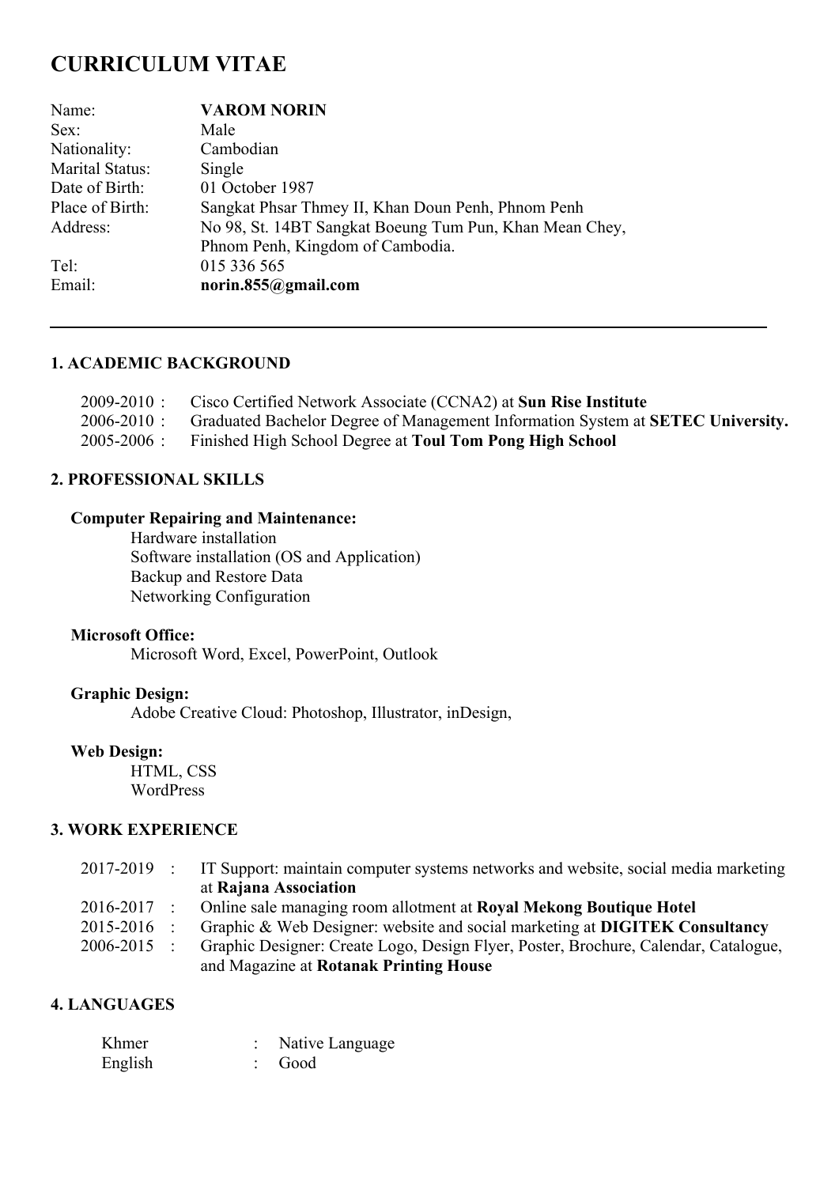# CURRICULUM VITAE

| | |
|---|---|
| Name: | **VAROM NORIN** |
| Sex: | Male |
| Nationality: | Cambodian |
| Marital Status: | Single |
| Date of Birth: | 01 October 1987 |
| Place of Birth: | Sangkat Phsar Thmey II, Khan Doun Penh, Phnom Penh |
| Address: | No 98, St. 14BT Sangkat Boeung Tum Pun, Khan Mean Chey, Phnom Penh, Kingdom of Cambodia. |
| Tel: | 015 336 565 |
| Email: | **norin.855@gmail.com** |

---

### 1. ACADEMIC BACKGROUND

- 2009-2010 : Cisco Certified Network Associate (CCNA2) at **Sun Rise Institute**
- 2006-2010 : Graduated Bachelor Degree of Management Information System at **SETEC University.**
- 2005-2006 : Finished High School Degree at **Toul Tom Pong High School**

### 2. PROFESSIONAL SKILLS

**Computer Repairing and Maintenance:**

- Hardware installation
- Software installation (OS and Application)
- Backup and Restore Data
- Networking Configuration

**Microsoft Office:**

Microsoft Word, Excel, PowerPoint, Outlook

**Graphic Design:**

Adobe Creative Cloud: Photoshop, Illustrator, inDesign,

**Web Design:**

- HTML, CSS
- WordPress

### 3. WORK EXPERIENCE

- 2017-2019 : IT Support: maintain computer systems networks and website, social media marketing at **Rajana Association**
- 2016-2017 : Online sale managing room allotment at **Royal Mekong Boutique Hotel**
- 2015-2016 : Graphic & Web Designer: website and social marketing at **DIGITEK Consultancy**
- 2006-2015 : Graphic Designer: Create Logo, Design Flyer, Poster, Brochure, Calendar, Catalogue, and Magazine at **Rotanak Printing House**

### 4. LANGUAGES

| | |
|---|---|
| Khmer | : Native Language |
| English | : Good |